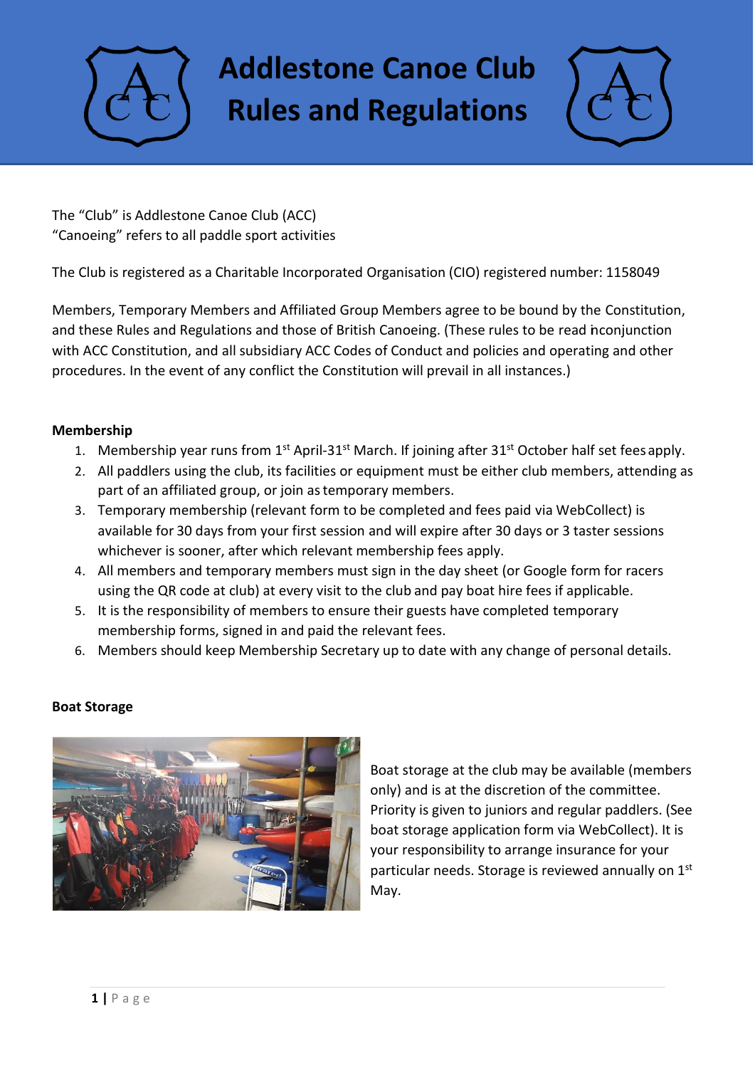# Addlestone Canoe Club Rules and Regulations

The "Club" is Addlestone Canoe Club (ACC)
"Canoeing" refers to all paddle sport activities

The Club is registered as a Charitable Incorporated Organisation (CIO) registered number: 1158049

Members, Temporary Members and Affiliated Group Members agree to be bound by the Constitution, and these Rules and Regulations and those of British Canoeing. (These rules to be read in conjunction with ACC Constitution, and all subsidiary ACC Codes of Conduct and policies and operating and other procedures. In the event of any conflict the Constitution will prevail in all instances.)

**Membership**

1. Membership year runs from 1st April-31st March. If joining after 31st October half set fees apply.
2. All paddlers using the club, its facilities or equipment must be either club members, attending as part of an affiliated group, or join as temporary members.
3. Temporary membership (relevant form to be completed and fees paid via WebCollect) is available for 30 days from your first session and will expire after 30 days or 3 taster sessions whichever is sooner, after which relevant membership fees apply.
4. All members and temporary members must sign in the day sheet (or Google form for racers using the QR code at club) at every visit to the club and pay boat hire fees if applicable.
5. It is the responsibility of members to ensure their guests have completed temporary membership forms, signed in and paid the relevant fees.
6. Members should keep Membership Secretary up to date with any change of personal details.

**Boat Storage**

Boat storage at the club may be available (members only) and is at the discretion of the committee. Priority is given to juniors and regular paddlers. (See boat storage application form via WebCollect). It is your responsibility to arrange insurance for your particular needs. Storage is reviewed annually on 1st May.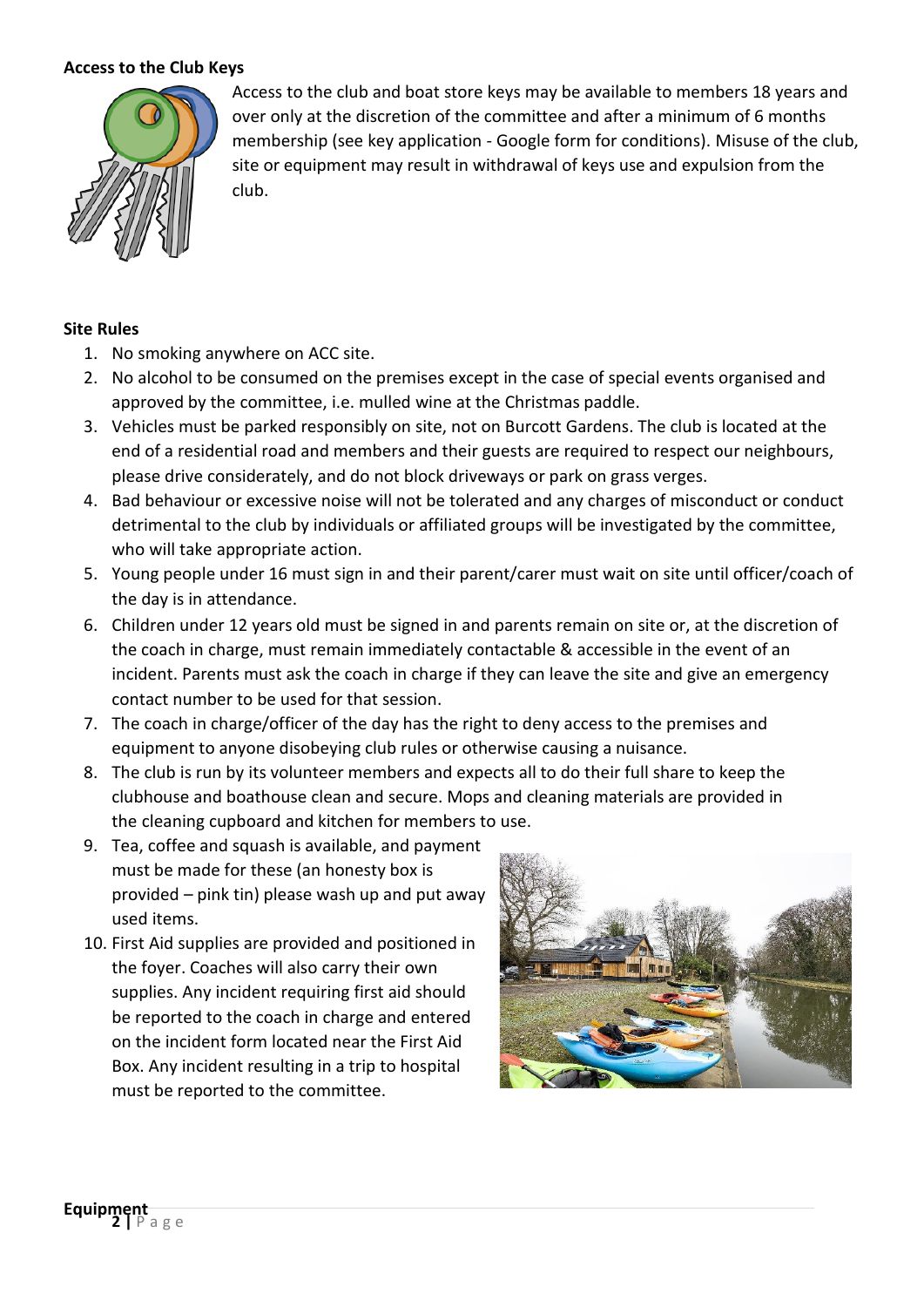**Access to the Club Keys**

Access to the club and boat store keys may be available to members 18 years and over only at the discretion of the committee and after a minimum of 6 months membership (see key application - Google form for conditions). Misuse of the club, site or equipment may result in withdrawal of keys use and expulsion from the club.

**Site Rules**

1. No smoking anywhere on ACC site.
2. No alcohol to be consumed on the premises except in the case of special events organised and approved by the committee, i.e. mulled wine at the Christmas paddle.
3. Vehicles must be parked responsibly on site, not on Burcott Gardens. The club is located at the end of a residential road and members and their guests are required to respect our neighbours, please drive considerately, and do not block driveways or park on grass verges.
4. Bad behaviour or excessive noise will not be tolerated and any charges of misconduct or conduct detrimental to the club by individuals or affiliated groups will be investigated by the committee, who will take appropriate action.
5. Young people under 16 must sign in and their parent/carer must wait on site until officer/coach of the day is in attendance.
6. Children under 12 years old must be signed in and parents remain on site or, at the discretion of the coach in charge, must remain immediately contactable & accessible in the event of an incident. Parents must ask the coach in charge if they can leave the site and give an emergency contact number to be used for that session.
7. The coach in charge/officer of the day has the right to deny access to the premises and equipment to anyone disobeying club rules or otherwise causing a nuisance.
8. The club is run by its volunteer members and expects all to do their full share to keep the clubhouse and boathouse clean and secure. Mops and cleaning materials are provided in the cleaning cupboard and kitchen for members to use.
9. Tea, coffee and squash is available, and payment must be made for these (an honesty box is provided – pink tin) please wash up and put away used items.
10. First Aid supplies are provided and positioned in the foyer. Coaches will also carry their own supplies. Any incident requiring first aid should be reported to the coach in charge and entered on the incident form located near the First Aid Box. Any incident resulting in a trip to hospital must be reported to the committee.

**Equipment**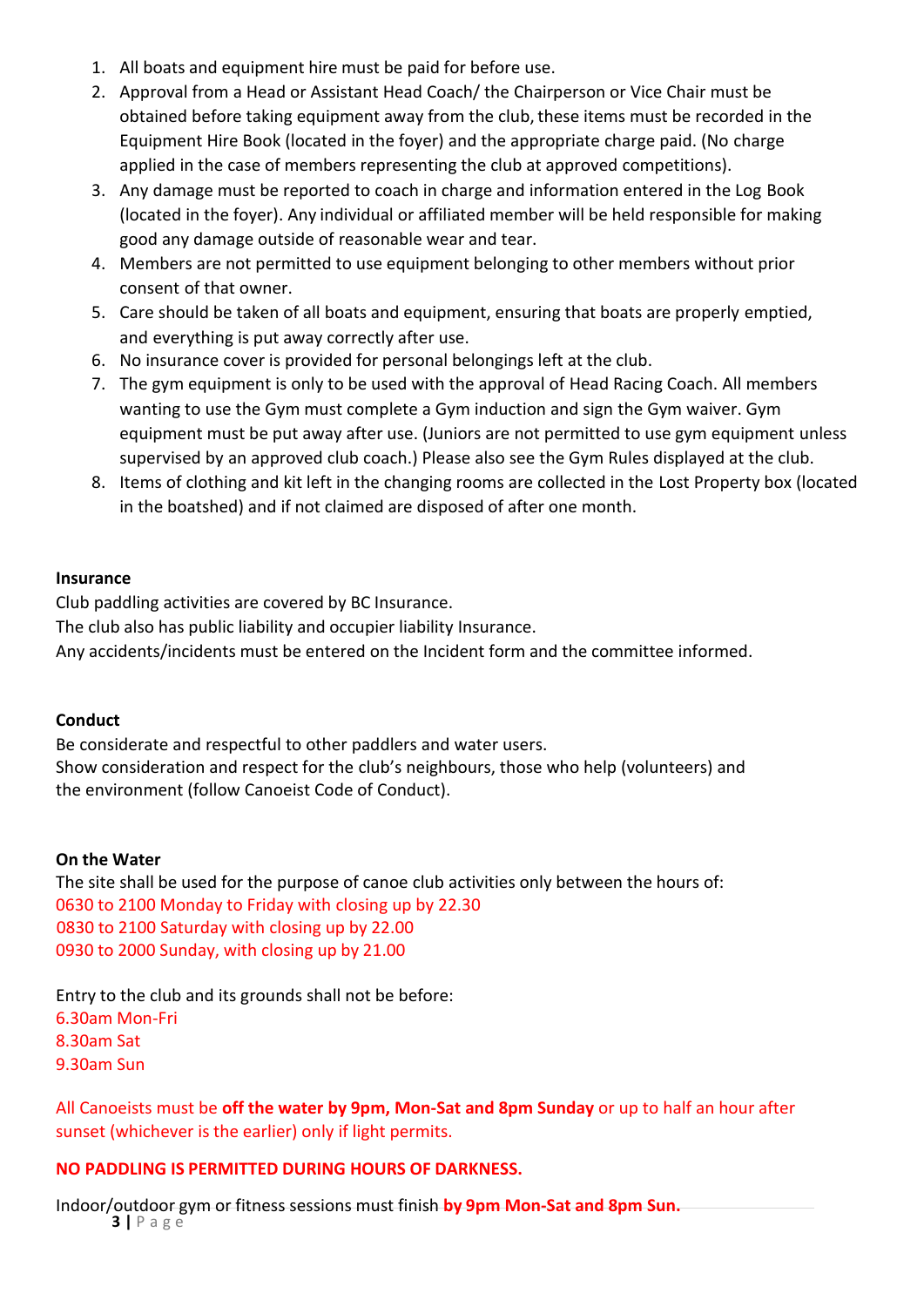1. All boats and equipment hire must be paid for before use.
2. Approval from a Head or Assistant Head Coach/ the Chairperson or Vice Chair must be obtained before taking equipment away from the club, these items must be recorded in the Equipment Hire Book (located in the foyer) and the appropriate charge paid. (No charge applied in the case of members representing the club at approved competitions).
3. Any damage must be reported to coach in charge and information entered in the Log Book (located in the foyer). Any individual or affiliated member will be held responsible for making good any damage outside of reasonable wear and tear.
4. Members are not permitted to use equipment belonging to other members without prior consent of that owner.
5. Care should be taken of all boats and equipment, ensuring that boats are properly emptied, and everything is put away correctly after use.
6. No insurance cover is provided for personal belongings left at the club.
7. The gym equipment is only to be used with the approval of Head Racing Coach. All members wanting to use the Gym must complete a Gym induction and sign the Gym waiver. Gym equipment must be put away after use. (Juniors are not permitted to use gym equipment unless supervised by an approved club coach.) Please also see the Gym Rules displayed at the club.
8. Items of clothing and kit left in the changing rooms are collected in the Lost Property box (located in the boatshed) and if not claimed are disposed of after one month.

**Insurance**

Club paddling activities are covered by BC Insurance.
The club also has public liability and occupier liability Insurance.
Any accidents/incidents must be entered on the Incident form and the committee informed.

**Conduct**

Be considerate and respectful to other paddlers and water users.
Show consideration and respect for the club's neighbours, those who help (volunteers) and the environment (follow Canoeist Code of Conduct).

**On the Water**

The site shall be used for the purpose of canoe club activities only between the hours of:
0630 to 2100 Monday to Friday with closing up by 22.30
0830 to 2100 Saturday with closing up by 22.00
0930 to 2000 Sunday, with closing up by 21.00

Entry to the club and its grounds shall not be before:
6.30am Mon-Fri
8.30am Sat
9.30am Sun

All Canoeists must be **off the water by 9pm, Mon-Sat and 8pm Sunday** or up to half an hour after sunset (whichever is the earlier) only if light permits.

**NO PADDLING IS PERMITTED DURING HOURS OF DARKNESS.**

Indoor/outdoor gym or fitness sessions must finish **by 9pm Mon-Sat and 8pm Sun.**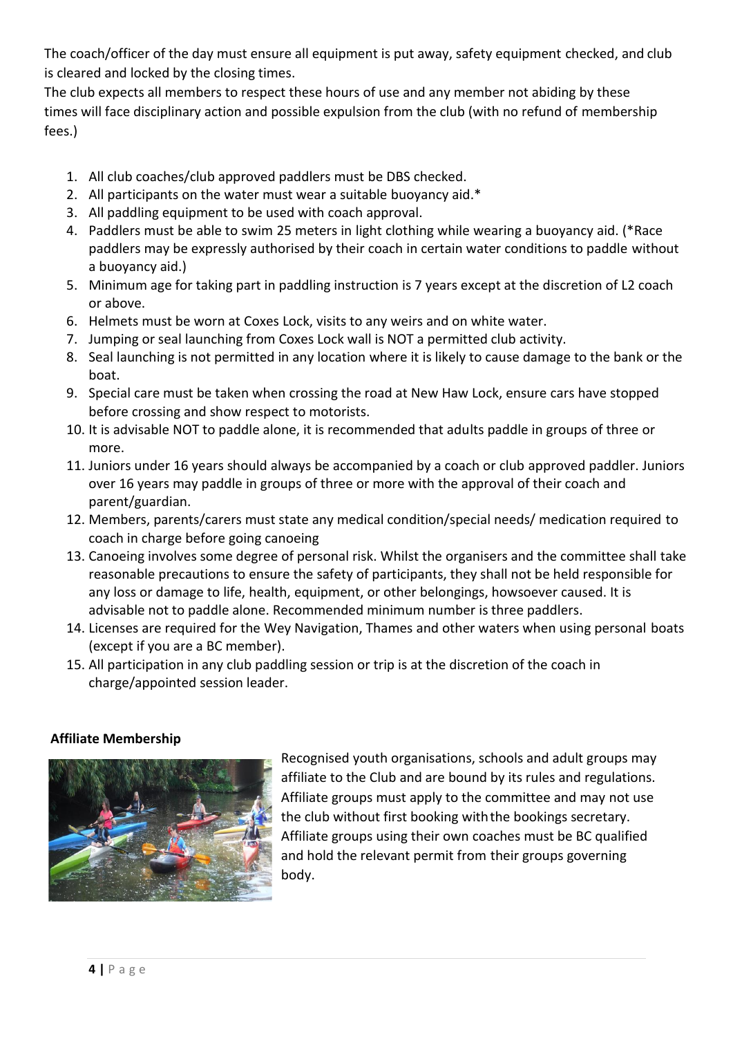The coach/officer of the day must ensure all equipment is put away, safety equipment checked, and club is cleared and locked by the closing times.

The club expects all members to respect these hours of use and any member not abiding by these times will face disciplinary action and possible expulsion from the club (with no refund of membership fees.)

1. All club coaches/club approved paddlers must be DBS checked.
2. All participants on the water must wear a suitable buoyancy aid.*
3. All paddling equipment to be used with coach approval.
4. Paddlers must be able to swim 25 meters in light clothing while wearing a buoyancy aid. (*Race paddlers may be expressly authorised by their coach in certain water conditions to paddle without a buoyancy aid.)
5. Minimum age for taking part in paddling instruction is 7 years except at the discretion of L2 coach or above.
6. Helmets must be worn at Coxes Lock, visits to any weirs and on white water.
7. Jumping or seal launching from Coxes Lock wall is NOT a permitted club activity.
8. Seal launching is not permitted in any location where it is likely to cause damage to the bank or the boat.
9. Special care must be taken when crossing the road at New Haw Lock, ensure cars have stopped before crossing and show respect to motorists.
10. It is advisable NOT to paddle alone, it is recommended that adults paddle in groups of three or more.
11. Juniors under 16 years should always be accompanied by a coach or club approved paddler. Juniors over 16 years may paddle in groups of three or more with the approval of their coach and parent/guardian.
12. Members, parents/carers must state any medical condition/special needs/ medication required to coach in charge before going canoeing
13. Canoeing involves some degree of personal risk. Whilst the organisers and the committee shall take reasonable precautions to ensure the safety of participants, they shall not be held responsible for any loss or damage to life, health, equipment, or other belongings, howsoever caused. It is advisable not to paddle alone. Recommended minimum number is three paddlers.
14. Licenses are required for the Wey Navigation, Thames and other waters when using personal boats (except if you are a BC member).
15. All participation in any club paddling session or trip is at the discretion of the coach in charge/appointed session leader.

**Affiliate Membership**

Recognised youth organisations, schools and adult groups may affiliate to the Club and are bound by its rules and regulations. Affiliate groups must apply to the committee and may not use the club without first booking with the bookings secretary. Affiliate groups using their own coaches must be BC qualified and hold the relevant permit from their groups governing body.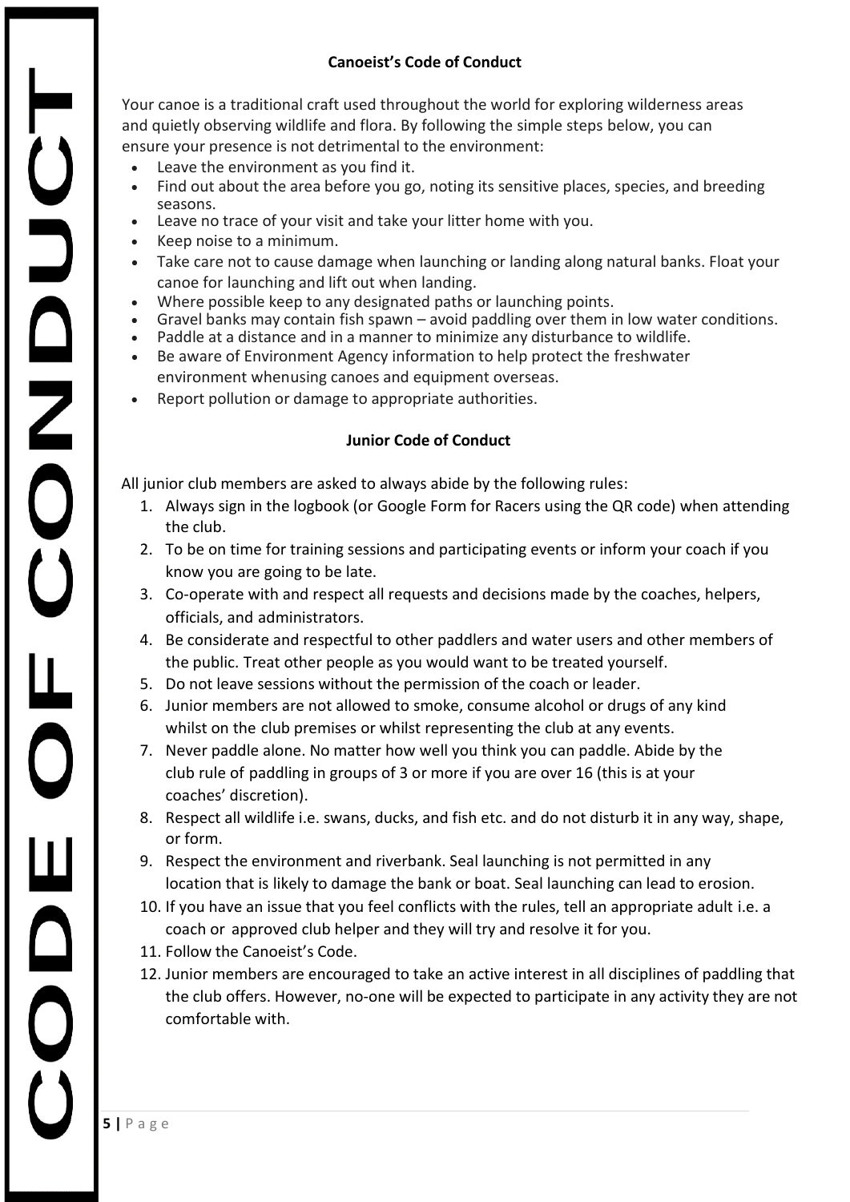## Canoeist's Code of Conduct

Your canoe is a traditional craft used throughout the world for exploring wilderness areas and quietly observing wildlife and flora. By following the simple steps below, you can ensure your presence is not detrimental to the environment:

- Leave the environment as you find it.
- Find out about the area before you go, noting its sensitive places, species, and breeding seasons.
- Leave no trace of your visit and take your litter home with you.
- Keep noise to a minimum.
- Take care not to cause damage when launching or landing along natural banks. Float your canoe for launching and lift out when landing.
- Where possible keep to any designated paths or launching points.
- Gravel banks may contain fish spawn – avoid paddling over them in low water conditions.
- Paddle at a distance and in a manner to minimize any disturbance to wildlife.
- Be aware of Environment Agency information to help protect the freshwater environment whenusing canoes and equipment overseas.
- Report pollution or damage to appropriate authorities.

## Junior Code of Conduct

All junior club members are asked to always abide by the following rules:

1. Always sign in the logbook (or Google Form for Racers using the QR code) when attending the club.
2. To be on time for training sessions and participating events or inform your coach if you know you are going to be late.
3. Co-operate with and respect all requests and decisions made by the coaches, helpers, officials, and administrators.
4. Be considerate and respectful to other paddlers and water users and other members of the public. Treat other people as you would want to be treated yourself.
5. Do not leave sessions without the permission of the coach or leader.
6. Junior members are not allowed to smoke, consume alcohol or drugs of any kind whilst on the club premises or whilst representing the club at any events.
7. Never paddle alone. No matter how well you think you can paddle. Abide by the club rule of paddling in groups of 3 or more if you are over 16 (this is at your coaches' discretion).
8. Respect all wildlife i.e. swans, ducks, and fish etc. and do not disturb it in any way, shape, or form.
9. Respect the environment and riverbank. Seal launching is not permitted in any location that is likely to damage the bank or boat. Seal launching can lead to erosion.
10. If you have an issue that you feel conflicts with the rules, tell an appropriate adult i.e. a coach or approved club helper and they will try and resolve it for you.
11. Follow the Canoeist's Code.
12. Junior members are encouraged to take an active interest in all disciplines of paddling that the club offers. However, no-one will be expected to participate in any activity they are not comfortable with.